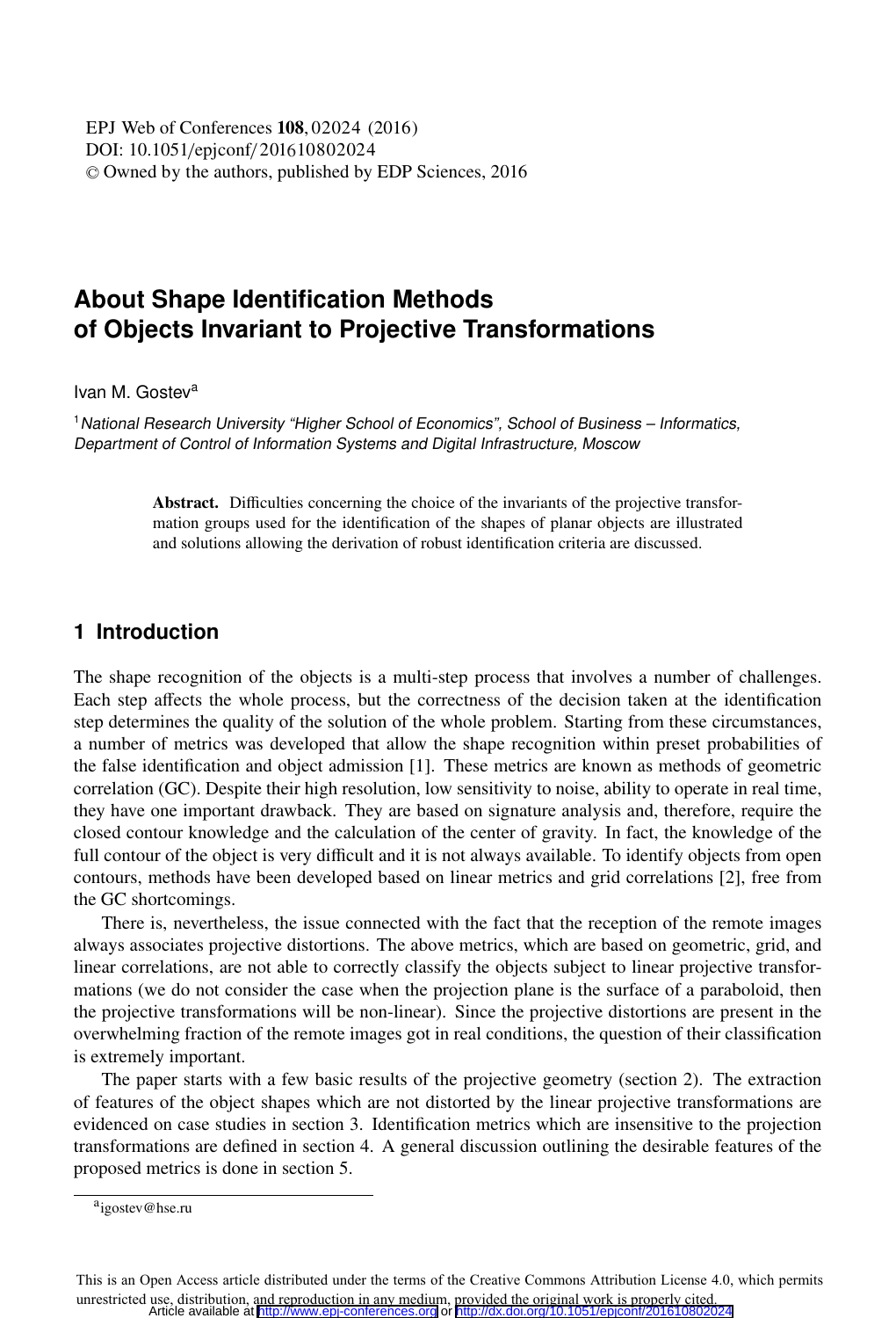# About Shape Identification Methods of Objects Invariant to Projective Transformations

Ivan M. Gostev[a]

[1] *National Research University "Higher School of Economics", School of Business – Informatics, Department of Control of Information Systems and Digital Infrastructure, Moscow*

**Abstract.** Difficulties concerning the choice of the invariants of the projective transformation groups used for the identification of the shapes of planar objects are illustrated and solutions allowing the derivation of robust identification criteria are discussed.

## 1 Introduction

The shape recognition of the objects is a multi-step process that involves a number of challenges. Each step affects the whole process, but the correctness of the decision taken at the identification step determines the quality of the solution of the whole problem. Starting from these circumstances, a number of metrics was developed that allow the shape recognition within preset probabilities of the false identification and object admission [1]. These metrics are known as methods of geometric correlation (GC). Despite their high resolution, low sensitivity to noise, ability to operate in real time, they have one important drawback. They are based on signature analysis and, therefore, require the closed contour knowledge and the calculation of the center of gravity. In fact, the knowledge of the full contour of the object is very difficult and it is not always available. To identify objects from open contours, methods have been developed based on linear metrics and grid correlations [2], free from the GC shortcomings.

There is, nevertheless, the issue connected with the fact that the reception of the remote images always associates projective distortions. The above metrics, which are based on geometric, grid, and linear correlations, are not able to correctly classify the objects subject to linear projective transformations (we do not consider the case when the projection plane is the surface of a paraboloid, then the projective transformations will be non-linear). Since the projective distortions are present in the overwhelming fraction of the remote images got in real conditions, the question of their classification is extremely important.

The paper starts with a few basic results of the projective geometry (section 2). The extraction of features of the object shapes which are not distorted by the linear projective transformations are evidenced on case studies in section 3. Identification metrics which are insensitive to the projection transformations are defined in section 4. A general discussion outlining the desirable features of the proposed metrics is done in section 5.

[a] igostev@hse.ru

This is an Open Access article distributed under the terms of the Creative Commons Attribution License 4.0, which permits unrestricted use, distribution, and reproduction in any medium, provided the original work is properly cited.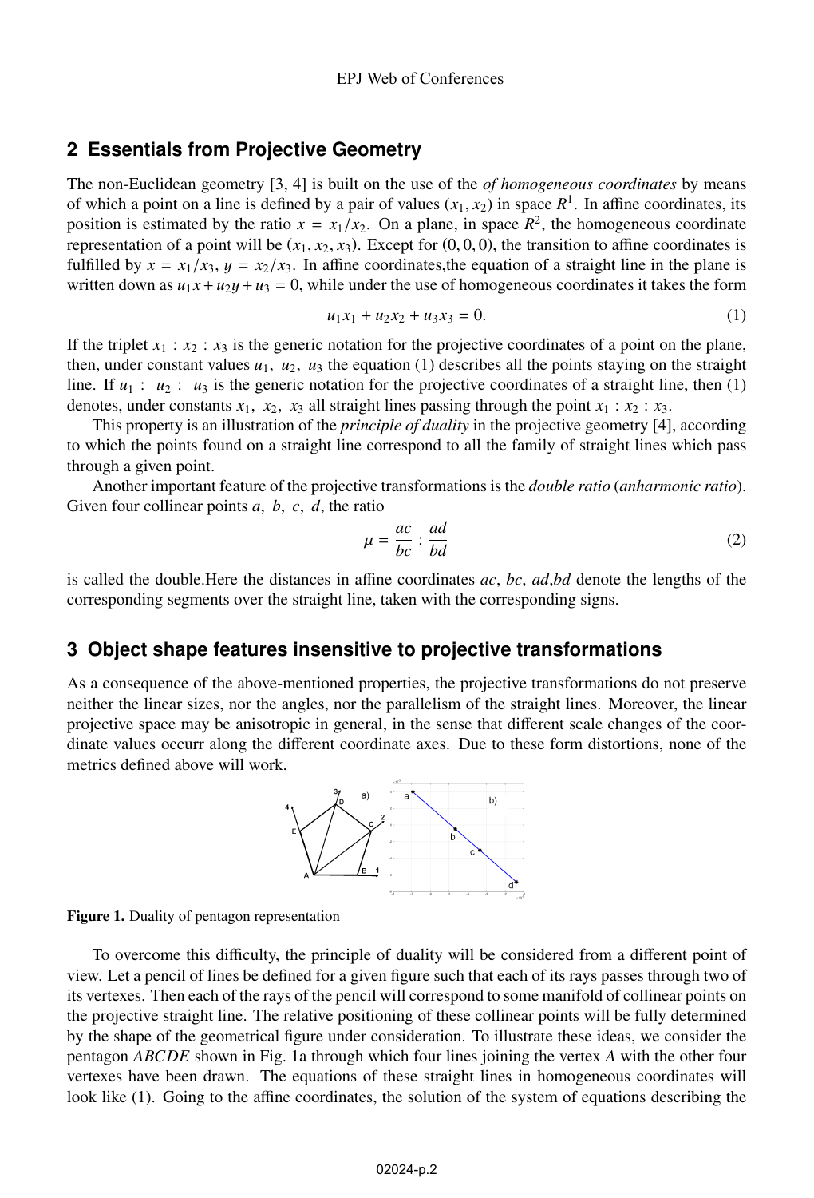## 2 Essentials from Projective Geometry

The non-Euclidean geometry [3, 4] is built on the use of the *of homogeneous coordinates* by means of which a point on a line is defined by a pair of values $(x_1, x_2)$ in space $R^1$. In affine coordinates, its position is estimated by the ratio $x = x_1/x_2$. On a plane, in space $R^2$, the homogeneous coordinate representation of a point will be $(x_1, x_2, x_3)$. Except for $(0, 0, 0)$, the transition to affine coordinates is fulfilled by $x = x_1/x_3$, $y = x_2/x_3$. In affine coordinates,the equation of a straight line in the plane is written down as $u_1x + u_2y + u_3 = 0$, while under the use of homogeneous coordinates it takes the form

$$u_1x_1 + u_2x_2 + u_3x_3 = 0. \tag{1}$$

If the triplet $x_1 : x_2 : x_3$ is the generic notation for the projective coordinates of a point on the plane, then, under constant values $u_1,\ u_2,\ u_3$ the equation (1) describes all the points staying on the straight line. If $u_1 :\ u_2 :\ u_3$ is the generic notation for the projective coordinates of a straight line, then (1) denotes, under constants $x_1,\ x_2,\ x_3$ all straight lines passing through the point $x_1 : x_2 : x_3$.

This property is an illustration of the *principle of duality* in the projective geometry [4], according to which the points found on a straight line correspond to all the family of straight lines which pass through a given point.

Another important feature of the projective transformations is the *double ratio* (*anharmonic ratio*). Given four collinear points $a,\ b,\ c,\ d$, the ratio

$$\mu = \frac{ac}{bc} : \frac{ad}{bd} \tag{2}$$

is called the double.Here the distances in affine coordinates $ac$, $bc$, $ad$,$bd$ denote the lengths of the corresponding segments over the straight line, taken with the corresponding signs.

## 3 Object shape features insensitive to projective transformations

As a consequence of the above-mentioned properties, the projective transformations do not preserve neither the linear sizes, nor the angles, nor the parallelism of the straight lines. Moreover, the linear projective space may be anisotropic in general, in the sense that different scale changes of the coordinate values occurr along the different coordinate axes. Due to these form distortions, none of the metrics defined above will work.

**Figure 1.** Duality of pentagon representation

To overcome this difficulty, the principle of duality will be considered from a different point of view. Let a pencil of lines be defined for a given figure such that each of its rays passes through two of its vertexes. Then each of the rays of the pencil will correspond to some manifold of collinear points on the projective straight line. The relative positioning of these collinear points will be fully determined by the shape of the geometrical figure under consideration. To illustrate these ideas, we consider the pentagon $ABCDE$ shown in Fig. 1a through which four lines joining the vertex $A$ with the other four vertexes have been drawn. The equations of these straight lines in homogeneous coordinates will look like (1). Going to the affine coordinates, the solution of the system of equations describing the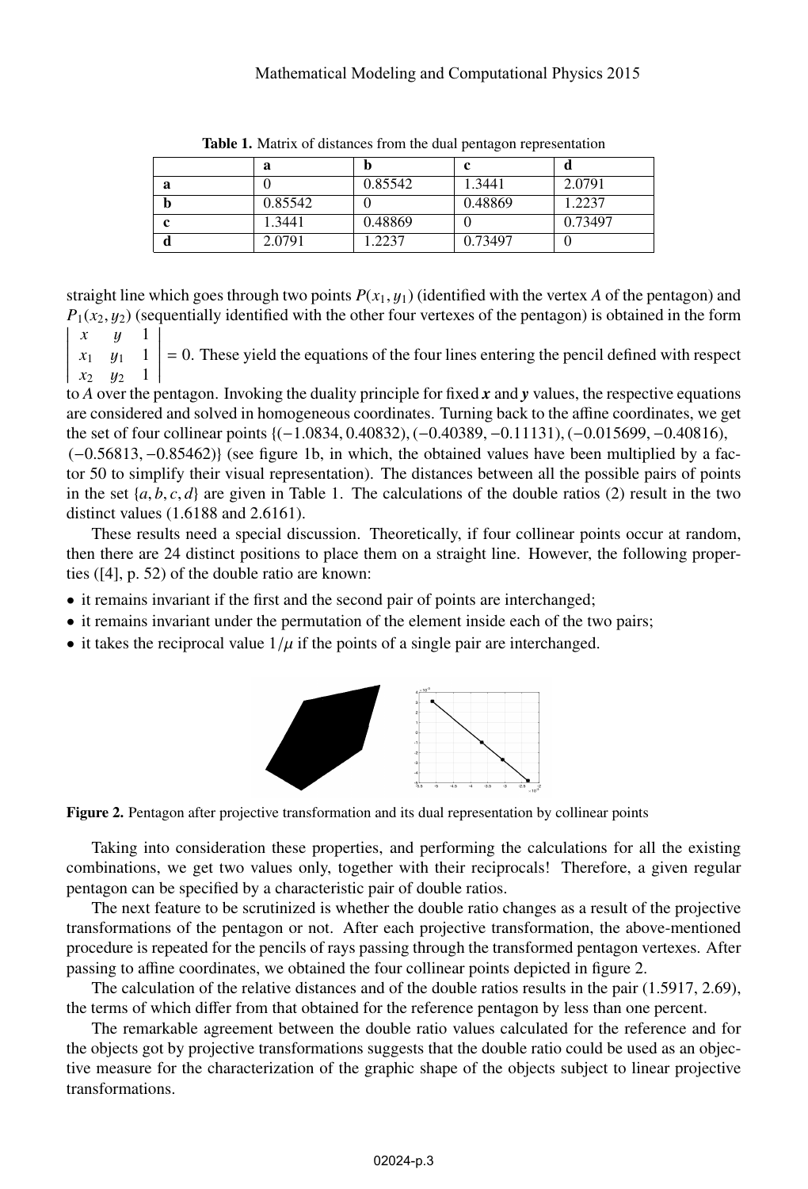**Table 1.** Matrix of distances from the dual pentagon representation

| | **a** | **b** | **c** | **d** |
|---|---|---|---|---|
| **a** | 0 | 0.85542 | 1.3441 | 2.0791 |
| **b** | 0.85542 | 0 | 0.48869 | 1.2237 |
| **c** | 1.3441 | 0.48869 | 0 | 0.73497 |
| **d** | 2.0791 | 1.2237 | 0.73497 | 0 |

straight line which goes through two points $P(x_1, y_1)$ (identified with the vertex $A$ of the pentagon) and $P_1(x_2, y_2)$ (sequentially identified with the other four vertexes of the pentagon) is obtained in the form $\begin{vmatrix} x & y & 1 \\ x_1 & y_1 & 1 \\ x_2 & y_2 & 1 \end{vmatrix} = 0$. These yield the equations of the four lines entering the pencil defined with respect to $A$ over the pentagon. Invoking the duality principle for fixed $\boldsymbol{x}$ and $\boldsymbol{y}$ values, the respective equations are considered and solved in homogeneous coordinates. Turning back to the affine coordinates, we get the set of four collinear points $\{(-1.0834, 0.40832), (-0.40389, -0.11131), (-0.015699, -0.40816), (-0.56813, -0.85462)\}$ (see figure 1b, in which, the obtained values have been multiplied by a factor 50 to simplify their visual representation). The distances between all the possible pairs of points in the set $\{a, b, c, d\}$ are given in Table 1. The calculations of the double ratios (2) result in the two distinct values (1.6188 and 2.6161).

These results need a special discussion. Theoretically, if four collinear points occur at random, then there are 24 distinct positions to place them on a straight line. However, the following properties ([4], p. 52) of the double ratio are known:

- it remains invariant if the first and the second pair of points are interchanged;
- it remains invariant under the permutation of the element inside each of the two pairs;
- it takes the reciprocal value $1/\mu$ if the points of a single pair are interchanged.

**Figure 2.** Pentagon after projective transformation and its dual representation by collinear points

Taking into consideration these properties, and performing the calculations for all the existing combinations, we get two values only, together with their reciprocals! Therefore, a given regular pentagon can be specified by a characteristic pair of double ratios.

The next feature to be scrutinized is whether the double ratio changes as a result of the projective transformations of the pentagon or not. After each projective transformation, the above-mentioned procedure is repeated for the pencils of rays passing through the transformed pentagon vertexes. After passing to affine coordinates, we obtained the four collinear points depicted in figure 2.

The calculation of the relative distances and of the double ratios results in the pair (1.5917, 2.69), the terms of which differ from that obtained for the reference pentagon by less than one percent.

The remarkable agreement between the double ratio values calculated for the reference and for the objects got by projective transformations suggests that the double ratio could be used as an objective measure for the characterization of the graphic shape of the objects subject to linear projective transformations.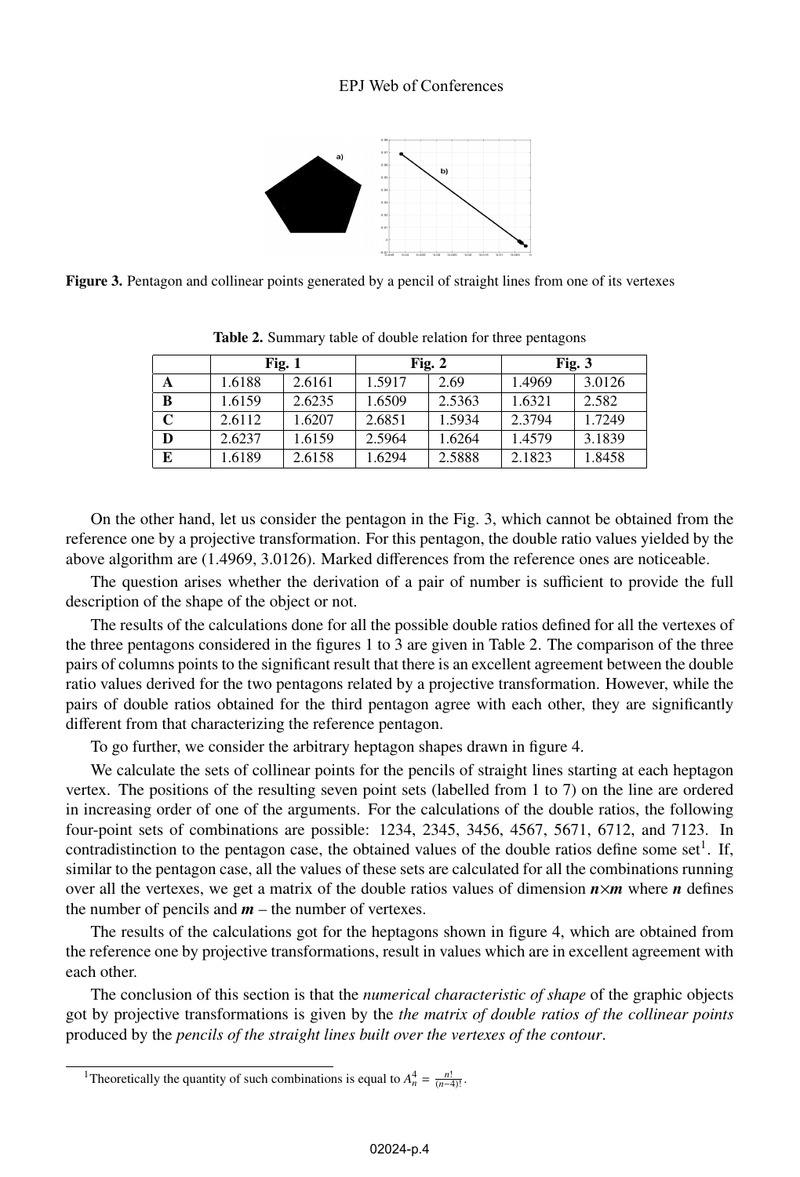Figure 3. Pentagon and collinear points generated by a pencil of straight lines from one of its vertexes

**Table 2.** Summary table of double relation for three pentagons

| | Fig. 1 | | Fig. 2 | | Fig. 3 | |
|---|---|---|---|---|---|---|
| **A** | 1.6188 | 2.6161 | 1.5917 | 2.69 | 1.4969 | 3.0126 |
| **B** | 1.6159 | 2.6235 | 1.6509 | 2.5363 | 1.6321 | 2.582 |
| **C** | 2.6112 | 1.6207 | 2.6851 | 1.5934 | 2.3794 | 1.7249 |
| **D** | 2.6237 | 1.6159 | 2.5964 | 1.6264 | 1.4579 | 3.1839 |
| **E** | 1.6189 | 2.6158 | 1.6294 | 2.5888 | 2.1823 | 1.8458 |

On the other hand, let us consider the pentagon in the Fig. 3, which cannot be obtained from the reference one by a projective transformation. For this pentagon, the double ratio values yielded by the above algorithm are (1.4969, 3.0126). Marked differences from the reference ones are noticeable.

The question arises whether the derivation of a pair of number is sufficient to provide the full description of the shape of the object or not.

The results of the calculations done for all the possible double ratios defined for all the vertexes of the three pentagons considered in the figures 1 to 3 are given in Table 2. The comparison of the three pairs of columns points to the significant result that there is an excellent agreement between the double ratio values derived for the two pentagons related by a projective transformation. However, while the pairs of double ratios obtained for the third pentagon agree with each other, they are significantly different from that characterizing the reference pentagon.

To go further, we consider the arbitrary heptagon shapes drawn in figure 4.

We calculate the sets of collinear points for the pencils of straight lines starting at each heptagon vertex. The positions of the resulting seven point sets (labelled from 1 to 7) on the line are ordered in increasing order of one of the arguments. For the calculations of the double ratios, the following four-point sets of combinations are possible: 1234, 2345, 3456, 4567, 5671, 6712, and 7123. In contradistinction to the pentagon case, the obtained values of the double ratios define some set[1]. If, similar to the pentagon case, all the values of these sets are calculated for all the combinations running over all the vertexes, we get a matrix of the double ratios values of dimension $\boldsymbol{n}\times\boldsymbol{m}$ where $\boldsymbol{n}$ defines the number of pencils and $\boldsymbol{m}$ – the number of vertexes.

The results of the calculations got for the heptagons shown in figure 4, which are obtained from the reference one by projective transformations, result in values which are in excellent agreement with each other.

The conclusion of this section is that the *numerical characteristic of shape* of the graphic objects got by projective transformations is given by the *the matrix of double ratios of the collinear points* produced by the *pencils of the straight lines built over the vertexes of the contour*.

[1] Theoretically the quantity of such combinations is equal to $A_n^4 = \frac{n!}{(n-4)!}$.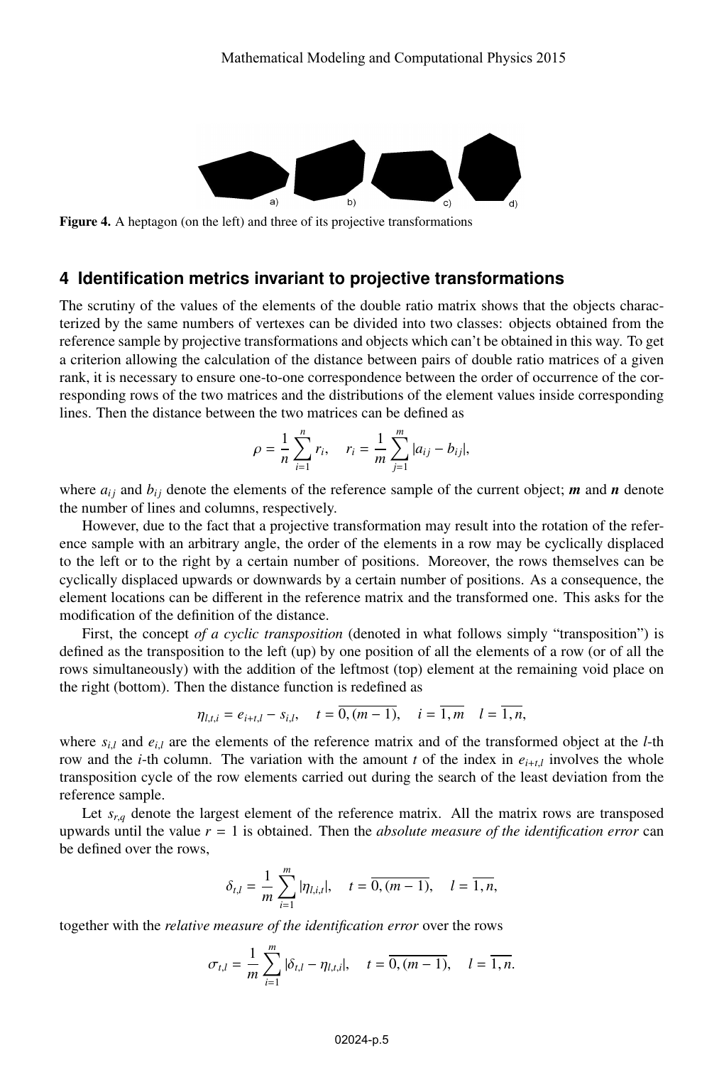Figure 4. A heptagon (on the left) and three of its projective transformations

## 4 Identification metrics invariant to projective transformations

The scrutiny of the values of the elements of the double ratio matrix shows that the objects characterized by the same numbers of vertexes can be divided into two classes: objects obtained from the reference sample by projective transformations and objects which can't be obtained in this way. To get a criterion allowing the calculation of the distance between pairs of double ratio matrices of a given rank, it is necessary to ensure one-to-one correspondence between the order of occurrence of the corresponding rows of the two matrices and the distributions of the element values inside corresponding lines. Then the distance between the two matrices can be defined as

$$\rho = \frac{1}{n}\sum_{i=1}^{n} r_i, \quad r_i = \frac{1}{m}\sum_{j=1}^{m} |a_{ij} - b_{ij}|,$$

where $a_{ij}$ and $b_{ij}$ denote the elements of the reference sample of the current object; $\boldsymbol{m}$ and $\boldsymbol{n}$ denote the number of lines and columns, respectively.

However, due to the fact that a projective transformation may result into the rotation of the reference sample with an arbitrary angle, the order of the elements in a row may be cyclically displaced to the left or to the right by a certain number of positions. Moreover, the rows themselves can be cyclically displaced upwards or downwards by a certain number of positions. As a consequence, the element locations can be different in the reference matrix and the transformed one. This asks for the modification of the definition of the distance.

First, the concept *of a cyclic transposition* (denoted in what follows simply "transposition") is defined as the transposition to the left (up) by one position of all the elements of a row (or of all the rows simultaneously) with the addition of the leftmost (top) element at the remaining void place on the right (bottom). Then the distance function is redefined as

$$\eta_{l,t,i} = e_{i+t,l} - s_{i,l}, \quad t = \overline{0,(m-1)}, \quad i = \overline{1,m} \quad l = \overline{1,n},$$

where $s_{i,l}$ and $e_{i,l}$ are the elements of the reference matrix and of the transformed object at the $l$-th row and the $i$-th column. The variation with the amount $t$ of the index in $e_{i+t,l}$ involves the whole transposition cycle of the row elements carried out during the search of the least deviation from the reference sample.

Let $s_{r,q}$ denote the largest element of the reference matrix. All the matrix rows are transposed upwards until the value $r = 1$ is obtained. Then the *absolute measure of the identification error* can be defined over the rows,

$$\delta_{t,l} = \frac{1}{m}\sum_{i=1}^{m} |\eta_{l,i,t}|, \quad t = \overline{0,(m-1)}, \quad l = \overline{1,n},$$

together with the *relative measure of the identification error* over the rows

$$\sigma_{t,l} = \frac{1}{m}\sum_{i=1}^{m} |\delta_{t,l} - \eta_{l,t,i}|, \quad t = \overline{0,(m-1)}, \quad l = \overline{1,n}.$$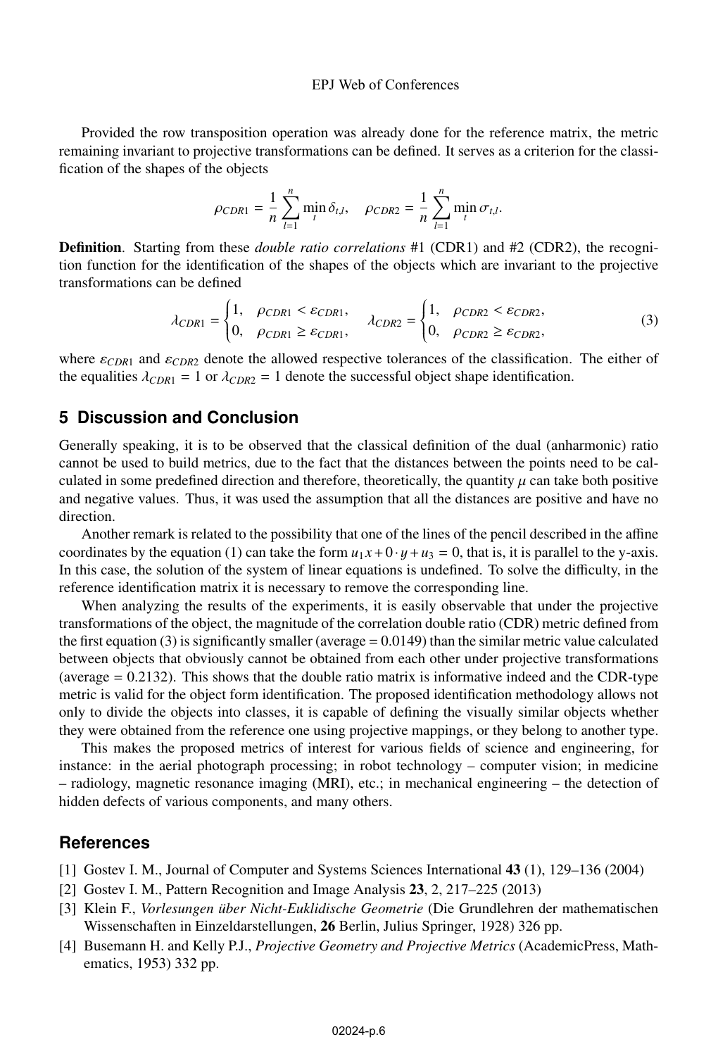Provided the row transposition operation was already done for the reference matrix, the metric remaining invariant to projective transformations can be defined. It serves as a criterion for the classification of the shapes of the objects

$$\rho_{CDR1} = \frac{1}{n}\sum_{l=1}^{n} \min_{t} \delta_{t,l}, \quad \rho_{CDR2} = \frac{1}{n}\sum_{l=1}^{n} \min_{t} \sigma_{t,l}.$$

**Definition**. Starting from these *double ratio correlations* #1 (CDR1) and #2 (CDR2), the recognition function for the identification of the shapes of the objects which are invariant to the projective transformations can be defined

$$\lambda_{CDR1} = \begin{cases} 1, & \rho_{CDR1} < \varepsilon_{CDR1}, \\ 0, & \rho_{CDR1} \geq \varepsilon_{CDR1}, \end{cases} \quad \lambda_{CDR2} = \begin{cases} 1, & \rho_{CDR2} < \varepsilon_{CDR2}, \\ 0, & \rho_{CDR2} \geq \varepsilon_{CDR2}, \end{cases} \tag{3}$$

where $\varepsilon_{CDR1}$ and $\varepsilon_{CDR2}$ denote the allowed respective tolerances of the classification. The either of the equalities $\lambda_{CDR1} = 1$ or $\lambda_{CDR2} = 1$ denote the successful object shape identification.

## 5 Discussion and Conclusion

Generally speaking, it is to be observed that the classical definition of the dual (anharmonic) ratio cannot be used to build metrics, due to the fact that the distances between the points need to be calculated in some predefined direction and therefore, theoretically, the quantity $\mu$ can take both positive and negative values. Thus, it was used the assumption that all the distances are positive and have no direction.

Another remark is related to the possibility that one of the lines of the pencil described in the affine coordinates by the equation (1) can take the form $u_1 x + 0 \cdot y + u_3 = 0$, that is, it is parallel to the y-axis. In this case, the solution of the system of linear equations is undefined. To solve the difficulty, in the reference identification matrix it is necessary to remove the corresponding line.

When analyzing the results of the experiments, it is easily observable that under the projective transformations of the object, the magnitude of the correlation double ratio (CDR) metric defined from the first equation (3) is significantly smaller (average = 0.0149) than the similar metric value calculated between objects that obviously cannot be obtained from each other under projective transformations (average = 0.2132). This shows that the double ratio matrix is informative indeed and the CDR-type metric is valid for the object form identification. The proposed identification methodology allows not only to divide the objects into classes, it is capable of defining the visually similar objects whether they were obtained from the reference one using projective mappings, or they belong to another type.

This makes the proposed metrics of interest for various fields of science and engineering, for instance: in the aerial photograph processing; in robot technology – computer vision; in medicine – radiology, magnetic resonance imaging (MRI), etc.; in mechanical engineering – the detection of hidden defects of various components, and many others.

## References

[1] Gostev I. M., Journal of Computer and Systems Sciences International **43** (1), 129–136 (2004)

[2] Gostev I. M., Pattern Recognition and Image Analysis **23**, 2, 217–225 (2013)

[3] Klein F., *Vorlesungen über Nicht-Euklidische Geometrie* (Die Grundlehren der mathematischen Wissenschaften in Einzeldarstellungen, **26** Berlin, Julius Springer, 1928) 326 pp.

[4] Busemann H. and Kelly P.J., *Projective Geometry and Projective Metrics* (AcademicPress, Mathematics, 1953) 332 pp.